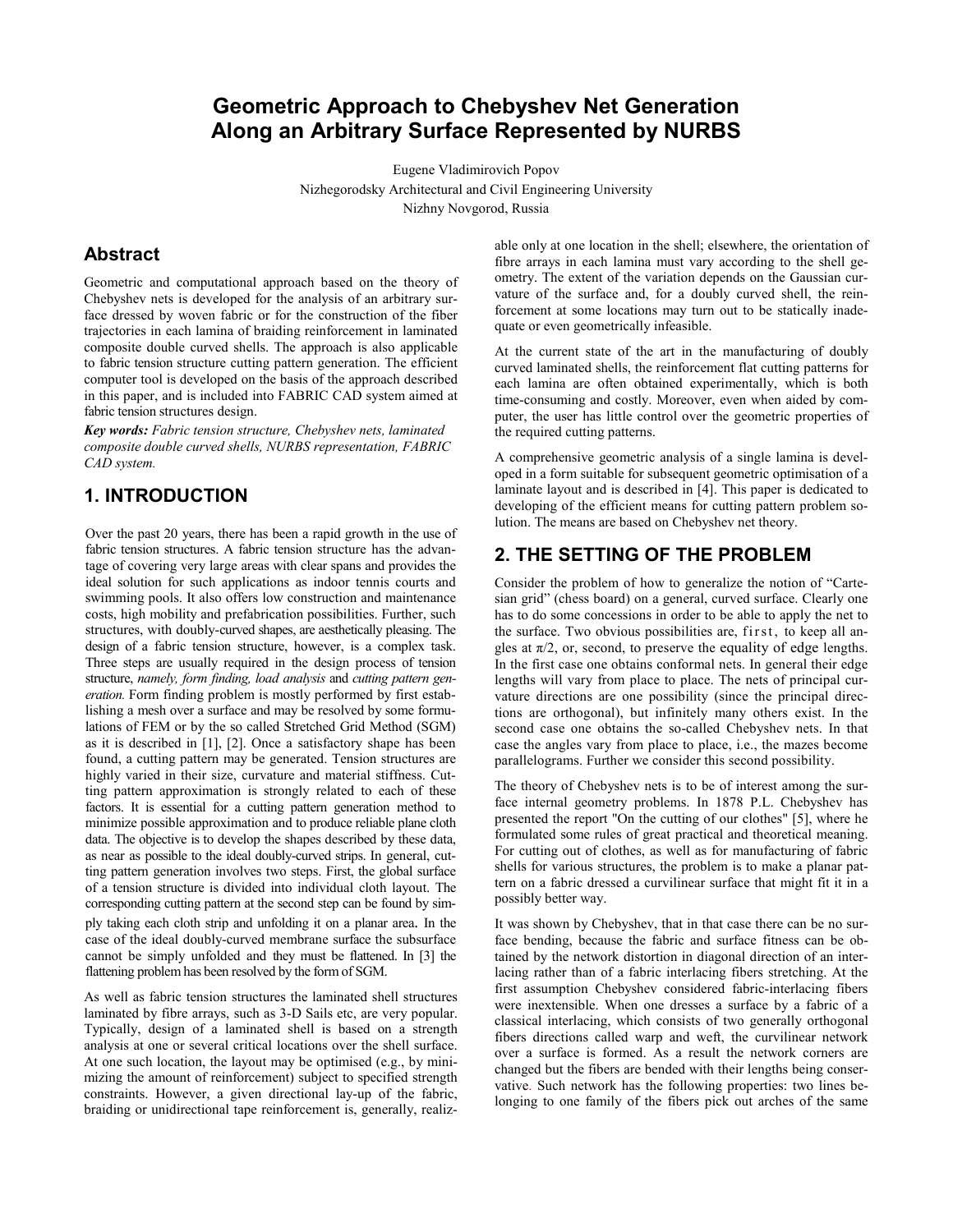# Geometric Approach to Chebyshev Net Generation Along an Arbitrary Surface Represented by NURBS

Eugene Vladimirovich Popov
Nizhegorodsky Architectural and Civil Engineering University
Nizhny Novgorod, Russia

## Abstract

Geometric and computational approach based on the theory of Chebyshev nets is developed for the analysis of an arbitrary surface dressed by woven fabric or for the construction of the fiber trajectories in each lamina of braiding reinforcement in laminated composite double curved shells. The approach is also applicable to fabric tension structure cutting pattern generation. The efficient computer tool is developed on the basis of the approach described in this paper, and is included into FABRIC CAD system aimed at fabric tension structures design.

***Key words:*** *Fabric tension structure, Chebyshev nets, laminated composite double curved shells, NURBS representation, FABRIC CAD system.*

## 1. INTRODUCTION

Over the past 20 years, there has been a rapid growth in the use of fabric tension structures. A fabric tension structure has the advantage of covering very large areas with clear spans and provides the ideal solution for such applications as indoor tennis courts and swimming pools. It also offers low construction and maintenance costs, high mobility and prefabrication possibilities. Further, such structures, with doubly-curved shapes, are aesthetically pleasing. The design of a fabric tension structure, however, is a complex task. Three steps are usually required in the design process of tension structure, *namely, form finding, load analysis* and *cutting pattern generation.* Form finding problem is mostly performed by first establishing a mesh over a surface and may be resolved by some formulations of FEM or by the so called Stretched Grid Method (SGM) as it is described in [1], [2]. Once a satisfactory shape has been found, a cutting pattern may be generated. Tension structures are highly varied in their size, curvature and material stiffness. Cutting pattern approximation is strongly related to each of these factors. It is essential for a cutting pattern generation method to minimize possible approximation and to produce reliable plane cloth data. The objective is to develop the shapes described by these data, as near as possible to the ideal doubly-curved strips. In general, cutting pattern generation involves two steps. First, the global surface of a tension structure is divided into individual cloth layout. The corresponding cutting pattern at the second step can be found by simply taking each cloth strip and unfolding it on a planar area. In the case of the ideal doubly-curved membrane surface the subsurface cannot be simply unfolded and they must be flattened. In [3] the flattening problem has been resolved by the form of SGM.

As well as fabric tension structures the laminated shell structures laminated by fibre arrays, such as 3-D Sails etc, are very popular. Typically, design of a laminated shell is based on a strength analysis at one or several critical locations over the shell surface. At one such location, the layout may be optimised (e.g., by minimizing the amount of reinforcement) subject to specified strength constraints. However, a given directional lay-up of the fabric, braiding or unidirectional tape reinforcement is, generally, realizable only at one location in the shell; elsewhere, the orientation of fibre arrays in each lamina must vary according to the shell geometry. The extent of the variation depends on the Gaussian curvature of the surface and, for a doubly curved shell, the reinforcement at some locations may turn out to be statically inadequate or even geometrically infeasible.

At the current state of the art in the manufacturing of doubly curved laminated shells, the reinforcement flat cutting patterns for each lamina are often obtained experimentally, which is both time-consuming and costly. Moreover, even when aided by computer, the user has little control over the geometric properties of the required cutting patterns.

A comprehensive geometric analysis of a single lamina is developed in a form suitable for subsequent geometric optimisation of a laminate layout and is described in [4]. This paper is dedicated to developing of the efficient means for cutting pattern problem solution. The means are based on Chebyshev net theory.

## 2. THE SETTING OF THE PROBLEM

Consider the problem of how to generalize the notion of "Cartesian grid" (chess board) on a general, curved surface. Clearly one has to do some concessions in order to be able to apply the net to the surface. Two obvious possibilities are, first, to keep all angles at $\pi/2$, or, second, to preserve the equality of edge lengths. In the first case one obtains conformal nets. In general their edge lengths will vary from place to place. The nets of principal curvature directions are one possibility (since the principal directions are orthogonal), but infinitely many others exist. In the second case one obtains the so-called Chebyshev nets. In that case the angles vary from place to place, i.e., the mazes become parallelograms. Further we consider this second possibility.

The theory of Chebyshev nets is to be of interest among the surface internal geometry problems. In 1878 P.L. Chebyshev has presented the report "On the cutting of our clothes" [5], where he formulated some rules of great practical and theoretical meaning. For cutting out of clothes, as well as for manufacturing of fabric shells for various structures, the problem is to make a planar pattern on a fabric dressed a curvilinear surface that might fit it in a possibly better way.

It was shown by Chebyshev, that in that case there can be no surface bending, because the fabric and surface fitness can be obtained by the network distortion in diagonal direction of an interlacing rather than of a fabric interlacing fibers stretching. At the first assumption Chebyshev considered fabric-interlacing fibers were inextensible. When one dresses a surface by a fabric of a classical interlacing, which consists of two generally orthogonal fibers directions called warp and weft, the curvilinear network over a surface is formed. As a result the network corners are changed but the fibers are bended with their lengths being conservative. Such network has the following properties: two lines belonging to one family of the fibers pick out arches of the same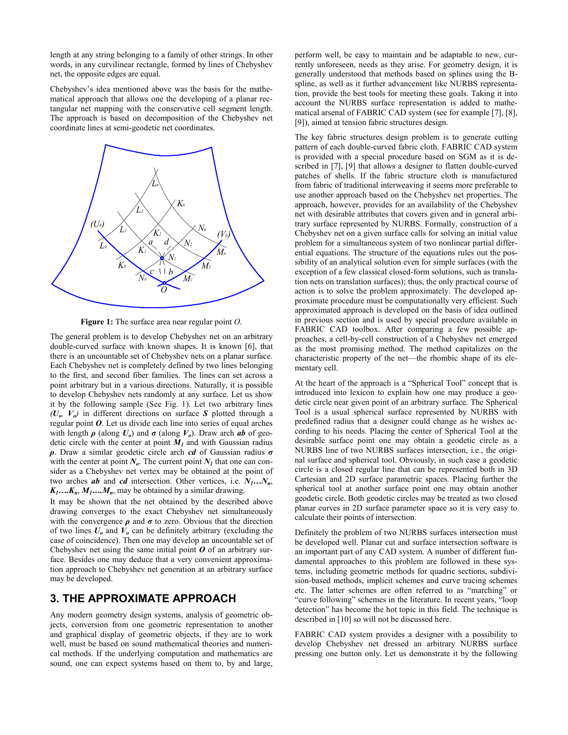length at any string belonging to a family of other strings. In other words, in any curvilinear rectangle, formed by lines of Chebyshev net, the opposite edges are equal.

Chebyshev's idea mentioned above was the basis for the mathematical approach that allows one the developing of a planar rectangular net mapping with the conservative cell segment length. The approach is based on decomposition of the Chebyshev net coordinate lines at semi-geodetic net coordinates.

**Figure 1:** The surface area near regular point *O*.

The general problem is to develop Chebyshev net on an arbitrary double-curved surface with known shapes. It is known [6], that there is an uncountable set of Chebyshev nets on a planar surface. Each Chebyshev net is completely defined by two lines belonging to the first, and second fiber families. The lines can set across a point arbitrary but in a various directions. Naturally, it is possible to develop Chebyshev nets randomly at any surface. Let us show it by the following sample (See Fig. 1). Let two arbitrary lines $(U_o, V_o)$ in different directions on surface $\boldsymbol{S}$ plotted through a regular point $\boldsymbol{O}$. Let us divide each line into series of equal arches with length $\boldsymbol{\rho}$ (along $\boldsymbol{U_o}$) and $\boldsymbol{\sigma}$ (along $\boldsymbol{V_o}$). Draw arch $\boldsymbol{ab}$ of geodetic circle with the center at point $\boldsymbol{M_1}$ and with Gaussian radius $\boldsymbol{\rho}$. Draw a similar geodetic circle arch $\boldsymbol{cd}$ of Gaussian radius $\boldsymbol{\sigma}$ with the center at point $\boldsymbol{N_o}$. The current point $\boldsymbol{N_1}$ that one can consider as a Chebyshev net vertex may be obtained at the point of two arches $\boldsymbol{ab}$ and $\boldsymbol{cd}$ intersection. Other vertices, i.e. $\boldsymbol{N_1 \ldots N_n}$, $\boldsymbol{K_1 \ldots K_n}$, $\boldsymbol{M_1 \ldots M_n}$, may be obtained by a similar drawing.

It may be shown that the net obtained by the described above drawing converges to the exact Chebyshev net simultaneously with the convergence $\boldsymbol{\rho}$ and $\boldsymbol{\sigma}$ to zero. Obvious that the direction of two lines $\boldsymbol{U_o}$ and $\boldsymbol{V_o}$ can be definitely arbitrary (excluding the case of coincidence). Then one may develop an uncountable set of Chebyshev net using the same initial point $\boldsymbol{O}$ of an arbitrary surface. Besides one may deduce that a very convenient approximation approach to Chebyshev net generation at an arbitrary surface may be developed.

## 3. THE APPROXIMATE APPROACH

Any modern geometry design systems, analysis of geometric objects, conversion from one geometric representation to another and graphical display of geometric objects, if they are to work well, must be based on sound mathematical theories and numerical methods. If the underlying computation and mathematics are sound, one can expect systems based on them to, by and large, perform well, be easy to maintain and be adaptable to new, currently unforeseen, needs as they arise. For geometry design, it is generally understood that methods based on splines using the B-spline, as well as it further advancement like NURBS representation, provide the best tools for meeting these goals. Taking it into account the NURBS surface representation is added to mathematical arsenal of FABRIC CAD system (see for example [7], [8], [9]), aimed at tension fabric structures design.

The key fabric structures design problem is to generate cutting pattern of each double-curved fabric cloth. FABRIC CAD system is provided with a special procedure based on SGM as it is described in [7], [9] that allows a designer to flatten double-curved patches of shells. If the fabric structure cloth is manufactured from fabric of traditional interweaving it seems more preferable to use another approach based on the Chebyshev net properties. The approach, however, provides for an availability of the Chebyshev net with desirable attributes that covers given and in general arbitrary surface represented by NURBS. Formally, construction of a Chebyshev net on a given surface calls for solving an initial value problem for a simultaneous system of two nonlinear partial differential equations. The structure of the equations rules out the possibility of an analytical solution even for simple surfaces (with the exception of a few classical closed-form solutions, such as translation nets on translation surfaces); thus, the only practical course of action is to solve the problem approximately. The developed approximate procedure must be computationally very efficient. Such approximated approach is developed on the basis of idea outlined in previous section and is used by special procedure available in FABRIC CAD toolbox. After comparing a few possible approaches, a cell-by-cell construction of a Chebyshev net emerged as the most promising method. The method capitalizes on the characteristic property of the net—the rhombic shape of its elementary cell.

At the heart of the approach is a "Spherical Tool" concept that is introduced into lexicon to explain how one may produce a geodetic circle near given point of an arbitrary surface. The Spherical Tool is a usual spherical surface represented by NURBS with predefined radius that a designer could change as he wishes according to his needs. Placing the center of Spherical Tool at the desirable surface point one may obtain a geodetic circle as a NURBS line of two NURBS surfaces intersection, i.e., the original surface and spherical tool. Obviously, in such case a geodetic circle is a closed regular line that can be represented both in 3D Cartesian and 2D surface parametric spaces. Placing further the spherical tool at another surface point one may obtain another geodetic circle. Both geodetic circles may be treated as two closed planar curves in 2D surface parameter space so it is very easy to calculate their points of intersection.

Definitely the problem of two NURBS surfaces intersection must be developed well. Planar cut and surface intersection software is an important part of any CAD system. A number of different fundamental approaches to this problem are followed in these systems, including geometric methods for quadric sections, subdivision-based methods, implicit schemes and curve tracing schemes etc. The latter schemes are often referred to as "marching" or "curve following" schemes in the literature. In recent years, "loop detection" has become the hot topic in this field. The technique is described in [10] so will not be discussed here.

FABRIC CAD system provides a designer with a possibility to develop Chebyshev net dressed an arbitrary NURBS surface pressing one button only. Let us demonstrate it by the following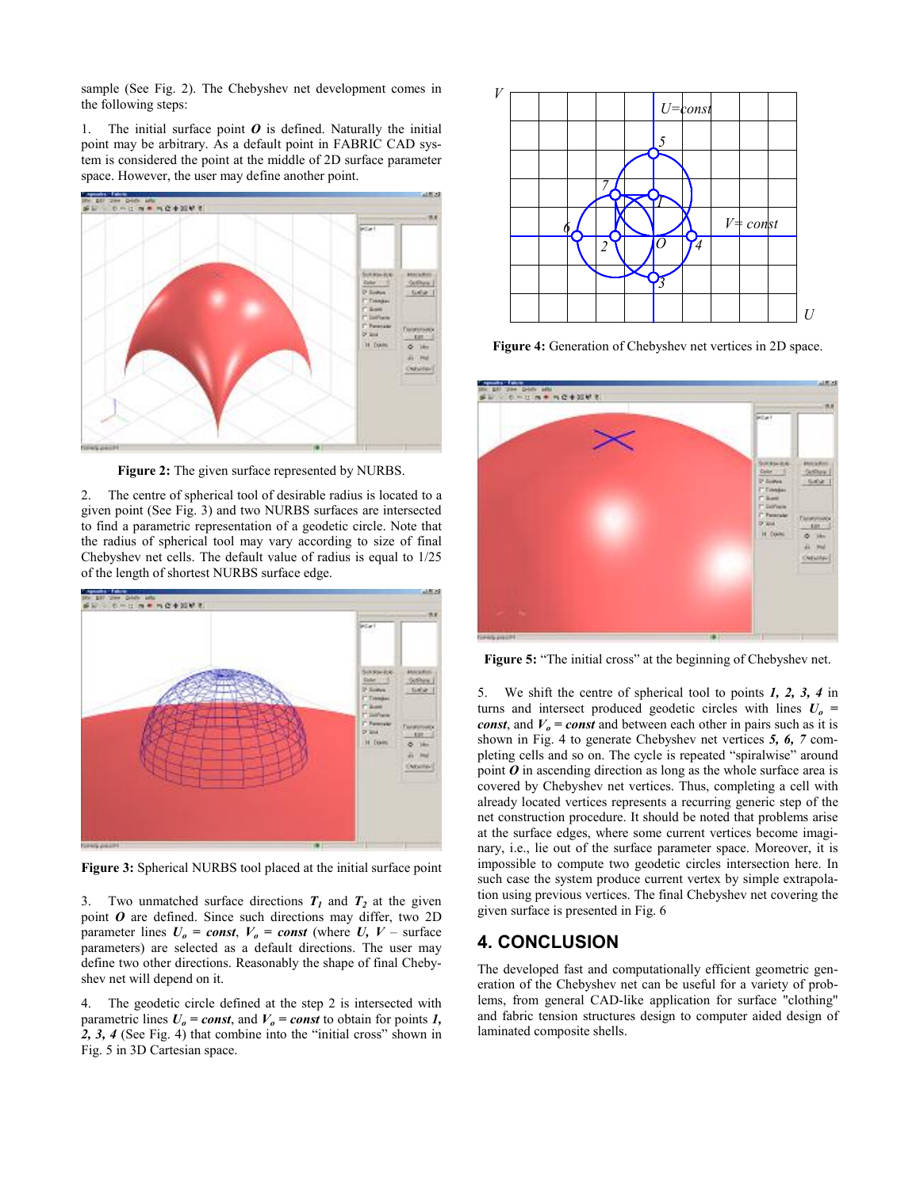sample (See Fig. 2). The Chebyshev net development comes in the following steps:

1. The initial surface point $\boldsymbol{O}$ is defined. Naturally the initial point may be arbitrary. As a default point in FABRIC CAD system is considered the point at the middle of 2D surface parameter space. However, the user may define another point.

**Figure 2:** The given surface represented by NURBS.

2. The centre of spherical tool of desirable radius is located to a given point (See Fig. 3) and two NURBS surfaces are intersected to find a parametric representation of a geodetic circle. Note that the radius of spherical tool may vary according to size of final Chebyshev net cells. The default value of radius is equal to 1/25 of the length of shortest NURBS surface edge.

**Figure 3:** Spherical NURBS tool placed at the initial surface point

3. Two unmatched surface directions $\boldsymbol{T_1}$ and $\boldsymbol{T_2}$ at the given point $\boldsymbol{O}$ are defined. Since such directions may differ, two 2D parameter lines $\boldsymbol{U_o = const}$, $\boldsymbol{V_o = const}$ (where $\boldsymbol{U, V}$ – surface parameters) are selected as a default directions. The user may define two other directions. Reasonably the shape of final Chebyshev net will depend on it.

4. The geodetic circle defined at the step 2 is intersected with parametric lines $\boldsymbol{U_o = const}$, and $\boldsymbol{V_o = const}$ to obtain for points ***1, 2, 3, 4*** (See Fig. 4) that combine into the "initial cross" shown in Fig. 5 in 3D Cartesian space.

**Figure 4:** Generation of Chebyshev net vertices in 2D space.

**Figure 5:** "The initial cross" at the beginning of Chebyshev net.

5. We shift the centre of spherical tool to points ***1, 2, 3, 4*** in turns and intersect produced geodetic circles with lines $\boldsymbol{U_o = const}$, and $\boldsymbol{V_o = const}$ and between each other in pairs such as it is shown in Fig. 4 to generate Chebyshev net vertices ***5, 6, 7*** completing cells and so on. The cycle is repeated "spiralwise" around point $\boldsymbol{O}$ in ascending direction as long as the whole surface area is covered by Chebyshev net vertices. Thus, completing a cell with already located vertices represents a recurring generic step of the net construction procedure. It should be noted that problems arise at the surface edges, where some current vertices become imaginary, i.e., lie out of the surface parameter space. Moreover, it is impossible to compute two geodetic circles intersection here. In such case the system produce current vertex by simple extrapolation using previous vertices. The final Chebyshev net covering the given surface is presented in Fig. 6

## 4. CONCLUSION

The developed fast and computationally efficient geometric generation of the Chebyshev net can be useful for a variety of problems, from general CAD-like application for surface "clothing" and fabric tension structures design to computer aided design of laminated composite shells.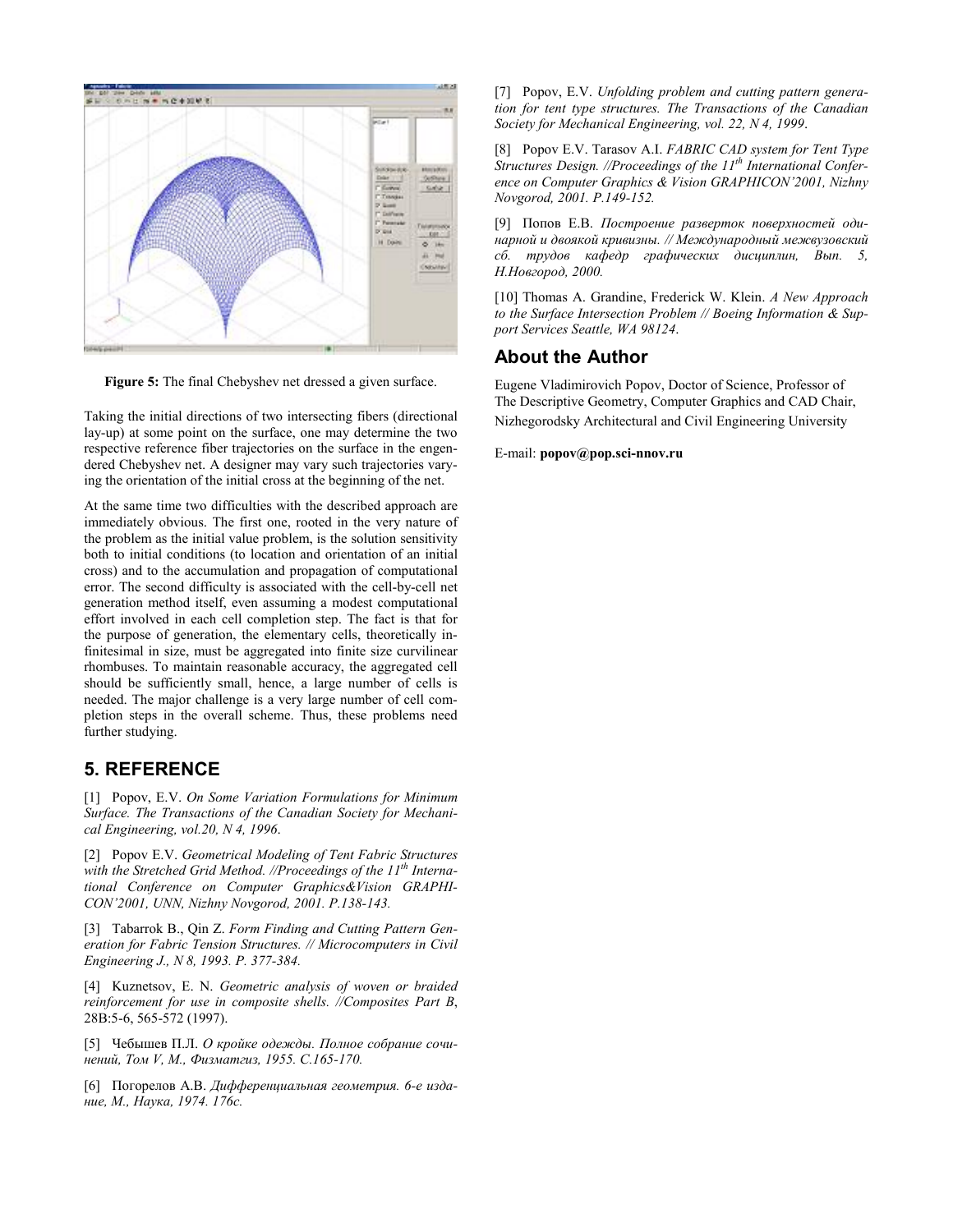Figure 5: The final Chebyshev net dressed a given surface.

Taking the initial directions of two intersecting fibers (directional lay-up) at some point on the surface, one may determine the two respective reference fiber trajectories on the surface in the engendered Chebyshev net. A designer may vary such trajectories varying the orientation of the initial cross at the beginning of the net.

At the same time two difficulties with the described approach are immediately obvious. The first one, rooted in the very nature of the problem as the initial value problem, is the solution sensitivity both to initial conditions (to location and orientation of an initial cross) and to the accumulation and propagation of computational error. The second difficulty is associated with the cell-by-cell net generation method itself, even assuming a modest computational effort involved in each cell completion step. The fact is that for the purpose of generation, the elementary cells, theoretically infinitesimal in size, must be aggregated into finite size curvilinear rhombuses. To maintain reasonable accuracy, the aggregated cell should be sufficiently small, hence, a large number of cells is needed. The major challenge is a very large number of cell completion steps in the overall scheme. Thus, these problems need further studying.

## 5. REFERENCE

[1] Popov, E.V. *On Some Variation Formulations for Minimum Surface. The Transactions of the Canadian Society for Mechanical Engineering, vol.20, N 4, 1996*.

[2] Popov E.V. *Geometrical Modeling of Tent Fabric Structures with the Stretched Grid Method. //Proceedings of the 11th International Conference on Computer Graphics&Vision GRAPHICON'2001, UNN, Nizhny Novgorod, 2001. P.138-143.*

[3] Tabarrok B., Qin Z. *Form Finding and Cutting Pattern Generation for Fabric Tension Structures. // Microcomputers in Civil Engineering J., N 8, 1993. P. 377-384.*

[4] Kuznetsov, E. N. *Geometric analysis of woven or braided reinforcement for use in composite shells. //Composites Part B*, 28B:5-6, 565-572 (1997).

[5] Чебышев П.Л. *О кройке одежды. Полное собрание сочинений, Том V, М., Физматгиз, 1955. С.165-170.*

[6] Погорелов А.В. *Дифференциальная геометрия. 6-е издание, М., Наука, 1974. 176с.*

[7] Popov, E.V. *Unfolding problem and cutting pattern generation for tent type structures. The Transactions of the Canadian Society for Mechanical Engineering, vol. 22, N 4, 1999*.

[8] Popov E.V. Tarasov A.I. *FABRIC CAD system for Tent Type Structures Design. //Proceedings of the 11th International Conference on Computer Graphics & Vision GRAPHICON'2001, Nizhny Novgorod, 2001. P.149-152.*

[9] Попов Е.В. *Построение разверток поверхностей одинарной и двоякой кривизны. // Международный межвузовский сб. трудов кафедр графических дисциплин, Вып. 5, Н.Новгород, 2000.*

[10] Thomas A. Grandine, Frederick W. Klein. *A New Approach to the Surface Intersection Problem // Boeing Information & Support Services Seattle, WA 98124*.

## About the Author

Eugene Vladimirovich Popov, Doctor of Science, Professor of The Descriptive Geometry, Computer Graphics and CAD Chair, Nizhegorodsky Architectural and Civil Engineering University

E-mail: **popov@pop.sci-nnov.ru**